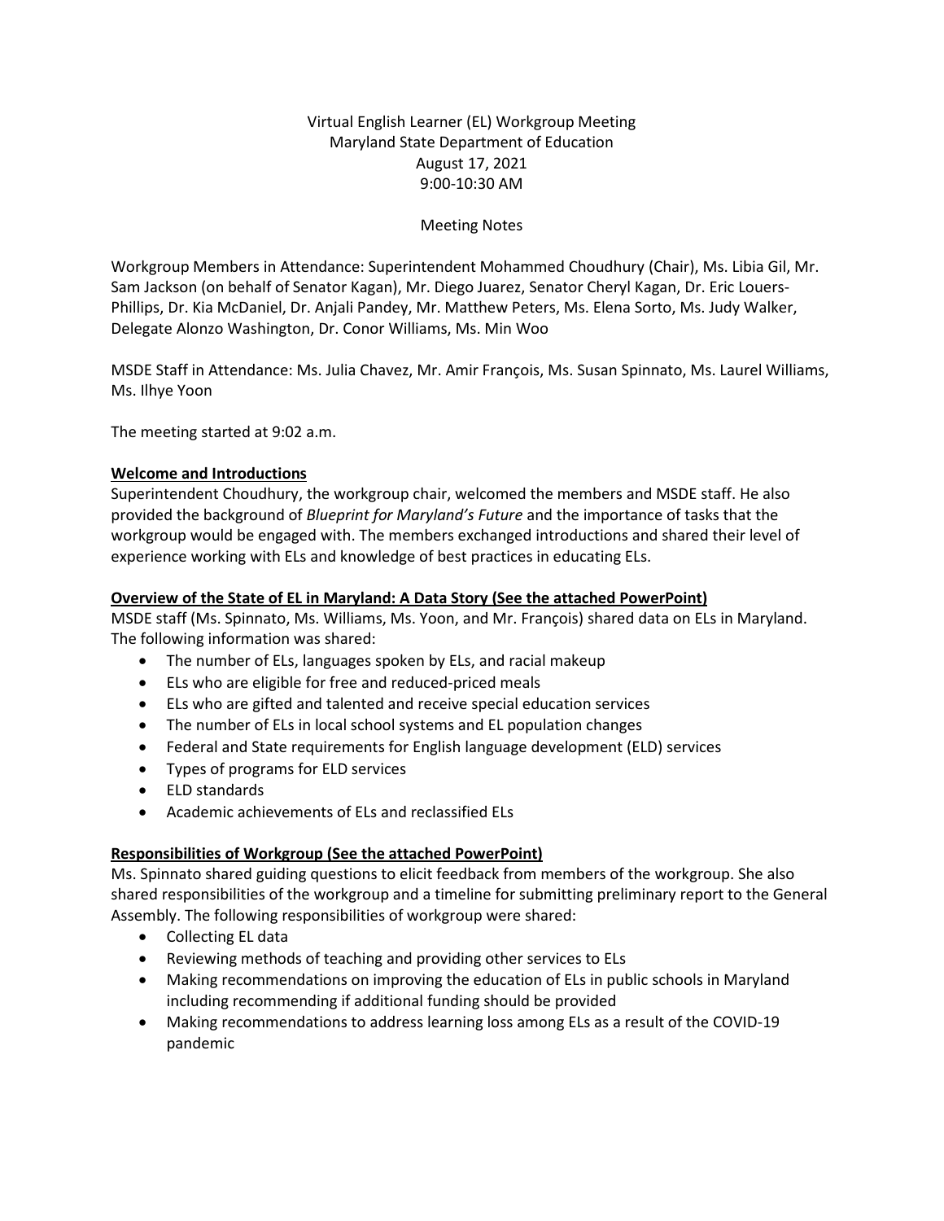Virtual English Learner (EL) Workgroup Meeting
Maryland State Department of Education
August 17, 2021
9:00-10:30 AM

Meeting Notes

Workgroup Members in Attendance: Superintendent Mohammed Choudhury (Chair), Ms. Libia Gil, Mr. Sam Jackson (on behalf of Senator Kagan), Mr. Diego Juarez, Senator Cheryl Kagan, Dr. Eric Louers-Phillips, Dr. Kia McDaniel, Dr. Anjali Pandey, Mr. Matthew Peters, Ms. Elena Sorto, Ms. Judy Walker, Delegate Alonzo Washington, Dr. Conor Williams, Ms. Min Woo

MSDE Staff in Attendance: Ms. Julia Chavez, Mr. Amir François, Ms. Susan Spinnato, Ms. Laurel Williams, Ms. Ilhye Yoon

The meeting started at 9:02 a.m.

**Welcome and Introductions**

Superintendent Choudhury, the workgroup chair, welcomed the members and MSDE staff. He also provided the background of *Blueprint for Maryland's Future* and the importance of tasks that the workgroup would be engaged with. The members exchanged introductions and shared their level of experience working with ELs and knowledge of best practices in educating ELs.

**Overview of the State of EL in Maryland: A Data Story (See the attached PowerPoint)**

MSDE staff (Ms. Spinnato, Ms. Williams, Ms. Yoon, and Mr. François) shared data on ELs in Maryland. The following information was shared:

- The number of ELs, languages spoken by ELs, and racial makeup
- ELs who are eligible for free and reduced-priced meals
- ELs who are gifted and talented and receive special education services
- The number of ELs in local school systems and EL population changes
- Federal and State requirements for English language development (ELD) services
- Types of programs for ELD services
- ELD standards
- Academic achievements of ELs and reclassified ELs

**Responsibilities of Workgroup (See the attached PowerPoint)**

Ms. Spinnato shared guiding questions to elicit feedback from members of the workgroup. She also shared responsibilities of the workgroup and a timeline for submitting preliminary report to the General Assembly. The following responsibilities of workgroup were shared:

- Collecting EL data
- Reviewing methods of teaching and providing other services to ELs
- Making recommendations on improving the education of ELs in public schools in Maryland including recommending if additional funding should be provided
- Making recommendations to address learning loss among ELs as a result of the COVID-19 pandemic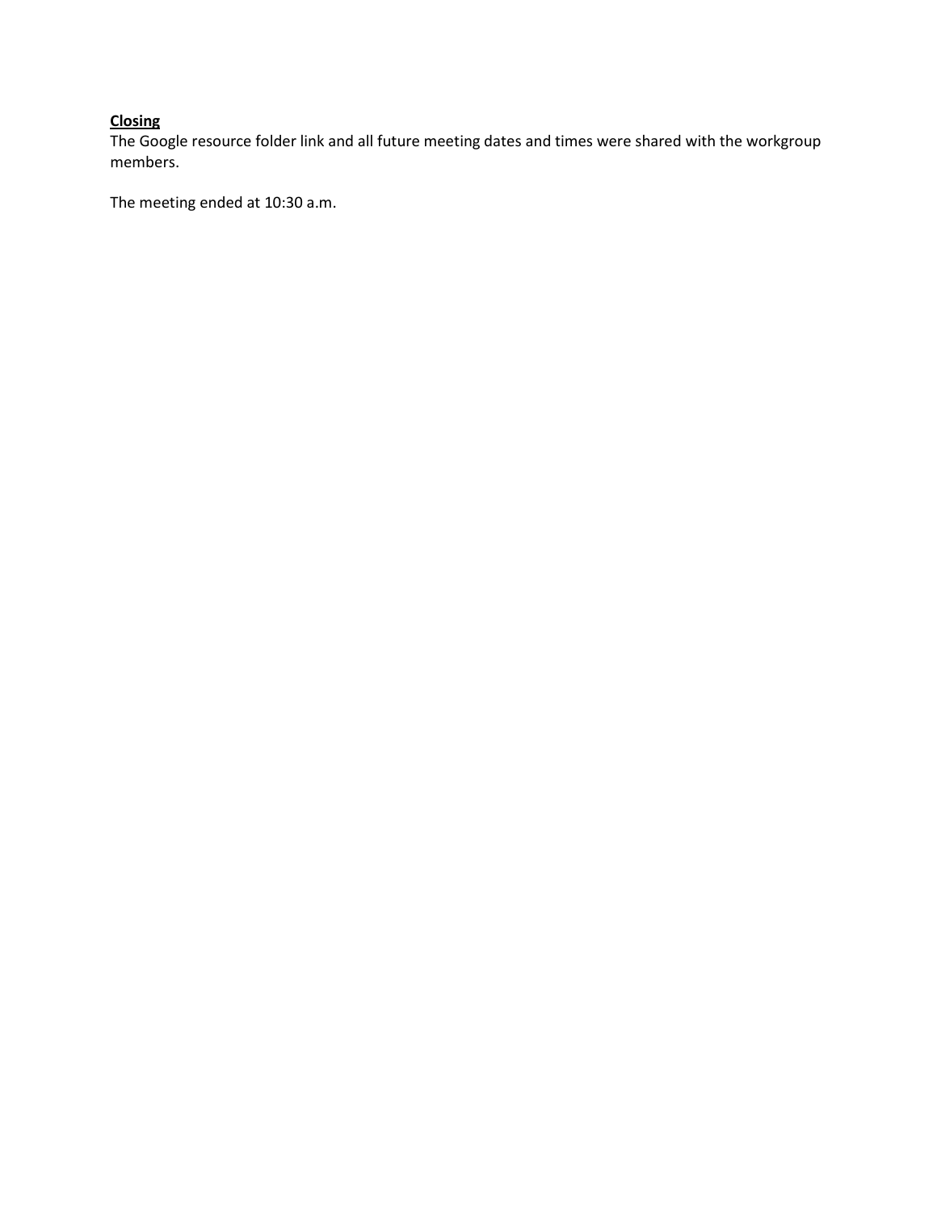**Closing**
The Google resource folder link and all future meeting dates and times were shared with the workgroup members.

The meeting ended at 10:30 a.m.